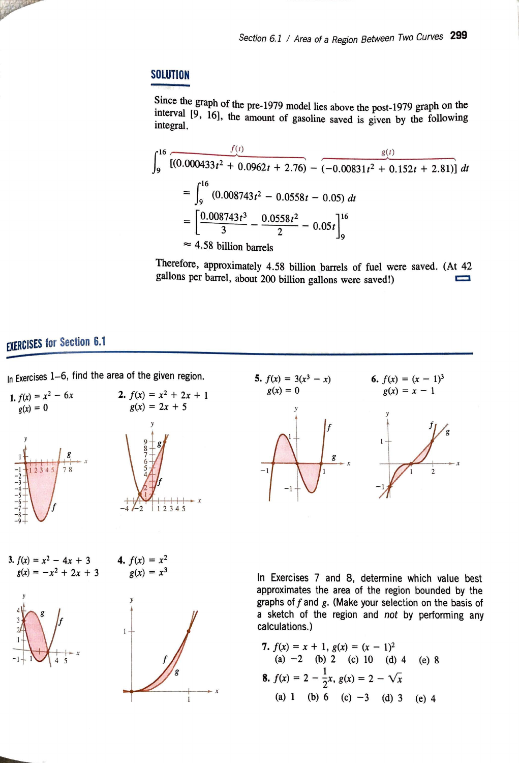## SOLUTION

Since the graph of the pre-1979 model lies above the post-1979 graph on the interval [9, 16], the amount of gasoline saved is given by the following integral.

$$\int_9^{16} [\overbrace{(0.000433t^2 + 0.0962t + 2.76)}^{f(t)} - \overbrace{(-0.00831t^2 + 0.152t + 2.81)}^{g(t)}]\, dt$$

$$= \int_9^{16} (0.008743t^2 - 0.0558t - 0.05)\, dt$$

$$= \left[\frac{0.008743t^3}{3} - \frac{0.0558t^2}{2} - 0.05t\right]_9^{16}$$

$$\approx 4.58 \text{ billion barrels}$$

Therefore, approximately 4.58 billion barrels of fuel were saved. (At 42 gallons per barrel, about 200 billion gallons were saved!)

## EXERCISES for Section 6.1

In Exercises 1–6, find the area of the given region.

1. $f(x) = x^2 - 6x$
   $g(x) = 0$

2. $f(x) = x^2 + 2x + 1$
   $g(x) = 2x + 5$

3. $f(x) = x^2 - 4x + 3$
   $g(x) = -x^2 + 2x + 3$

4. $f(x) = x^2$
   $g(x) = x^3$

5. $f(x) = 3(x^3 - x)$
   $g(x) = 0$

6. $f(x) = (x - 1)^3$
   $g(x) = x - 1$

In Exercises 7 and 8, determine which value best approximates the area of the region bounded by the graphs of $f$ and $g$. (Make your selection on the basis of a sketch of the region and *not* by performing any calculations.)

7. $f(x) = x + 1$, $g(x) = (x - 1)^2$
   (a) $-2$ (b) 2 (c) 10 (d) 4 (e) 8

8. $f(x) = 2 - \frac{1}{2}x$, $g(x) = 2 - \sqrt{x}$
   (a) 1 (b) 6 (c) $-3$ (d) 3 (e) 4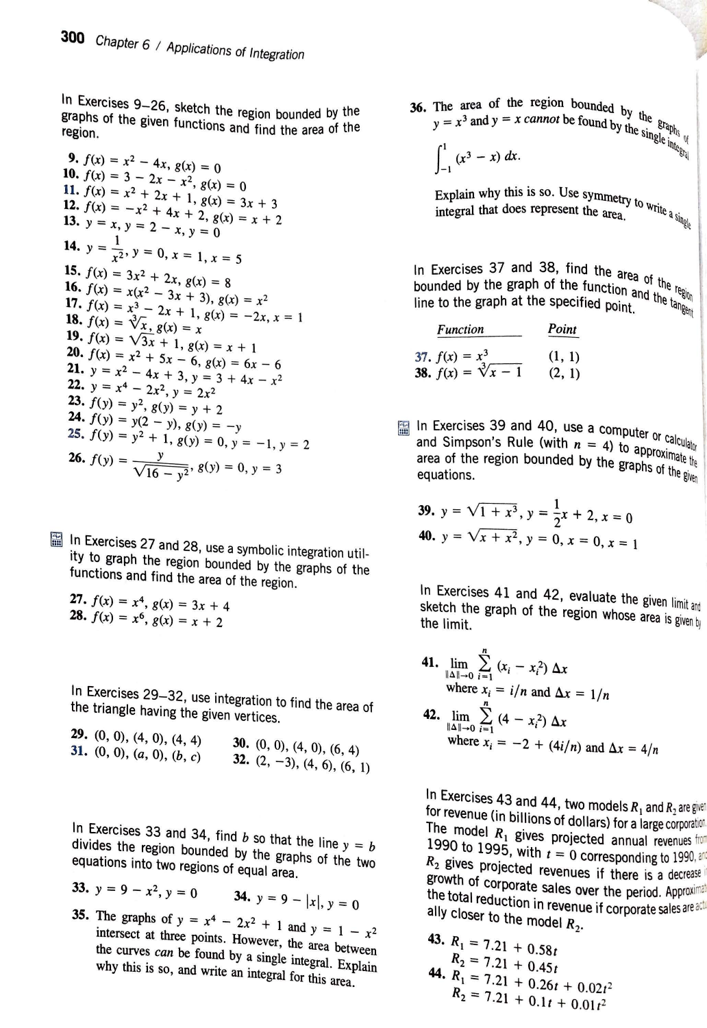In Exercises 9–26, sketch the region bounded by the graphs of the given functions and find the area of the region.

**9.** $f(x) = x^2 - 4x$, $g(x) = 0$
**10.** $f(x) = 3 - 2x - x^2$, $g(x) = 0$
**11.** $f(x) = x^2 + 2x + 1$, $g(x) = 3x + 3$
**12.** $f(x) = -x^2 + 4x + 2$, $g(x) = x + 2$
**13.** $y = x$, $y = 2 - x$, $y = 0$
**14.** $y = \dfrac{1}{x^2}$, $y = 0$, $x = 1$, $x = 5$
**15.** $f(x) = 3x^2 + 2x$, $g(x) = 8$
**16.** $f(x) = x(x^2 - 3x + 3)$, $g(x) = x^2$
**17.** $f(x) = x^3 - 2x + 1$, $g(x) = -2x$, $x = 1$
**18.** $f(x) = \sqrt[3]{x}$, $g(x) = x$
**19.** $f(x) = \sqrt{3x} + 1$, $g(x) = x + 1$
**20.** $f(x) = x^2 + 5x - 6$, $g(x) = 6x - 6$
**21.** $y = x^2 - 4x + 3$, $y = 3 + 4x - x^2$
**22.** $y = x^4 - 2x^2$, $y = 2x^2$
**23.** $f(y) = y^2$, $g(y) = y + 2$
**24.** $f(y) = y(2 - y)$, $g(y) = -y$
**25.** $f(y) = y^2 + 1$, $g(y) = 0$, $y = -1$, $y = 2$
**26.** $f(y) = \dfrac{y}{\sqrt{16 - y^2}}$, $g(y) = 0$, $y = 3$

In Exercises 27 and 28, use a symbolic integration utility to graph the region bounded by the graphs of the functions and find the area of the region.

**27.** $f(x) = x^4$, $g(x) = 3x + 4$
**28.** $f(x) = x^6$, $g(x) = x + 2$

In Exercises 29–32, use integration to find the area of the triangle having the given vertices.

**29.** $(0, 0)$, $(4, 0)$, $(4, 4)$
**30.** $(0, 0)$, $(4, 0)$, $(6, 4)$
**31.** $(0, 0)$, $(a, 0)$, $(b, c)$
**32.** $(2, -3)$, $(4, 6)$, $(6, 1)$

In Exercises 33 and 34, find $b$ so that the line $y = b$ divides the region bounded by the graphs of the two equations into two regions of equal area.

**33.** $y = 9 - x^2$, $y = 0$
**34.** $y = 9 - |x|$, $y = 0$

**35.** The graphs of $y = x^4 - 2x^2 + 1$ and $y = 1 - x^2$ intersect at three points. However, the area between the curves *can* be found by a single integral. Explain why this is so, and write an integral for this area.

**36.** The area of the region bounded by the graphs of $y = x^3$ and $y = x$ *cannot* be found by the single integral

$$\int_{-1}^{1} (x^3 - x)\, dx.$$

Explain why this is so. Use symmetry to write a single integral that does represent the area.

In Exercises 37 and 38, find the area of the region bounded by the graph of the function and the tangent line to the graph at the specified point.

| Function | Point |
|---|---|
| **37.** $f(x) = x^3$ | $(1, 1)$ |
| **38.** $f(x) = \sqrt[3]{x - 1}$ | $(2, 1)$ |

In Exercises 39 and 40, use a computer or calculator and Simpson's Rule (with $n = 4$) to approximate the area of the region bounded by the graphs of the given equations.

**39.** $y = \sqrt{1 + x^3}$, $y = \dfrac{1}{2}x + 2$, $x = 0$
**40.** $y = \sqrt{x + x^2}$, $y = 0$, $x = 0$, $x = 1$

In Exercises 41 and 42, evaluate the given limit and sketch the graph of the region whose area is given by the limit.

**41.** $\displaystyle\lim_{\|\Delta\| \to 0} \sum_{i=1}^{n} (x_i - x_i^2)\, \Delta x$
where $x_i = i/n$ and $\Delta x = 1/n$

**42.** $\displaystyle\lim_{\|\Delta\| \to 0} \sum_{i=1}^{n} (4 - x_i^2)\, \Delta x$
where $x_i = -2 + (4i/n)$ and $\Delta x = 4/n$

In Exercises 43 and 44, two models $R_1$ and $R_2$ are given for revenue (in billions of dollars) for a large corporation. The model $R_1$ gives projected annual revenues from 1990 to 1995, with $t = 0$ corresponding to 1990, and $R_2$ gives projected revenues if there is a decrease in growth of corporate sales over the period. Approximate the total reduction in revenue if corporate sales are actually closer to the model $R_2$.

**43.** $R_1 = 7.21 + 0.58t$
$R_2 = 7.21 + 0.45t$
**44.** $R_1 = 7.21 + 0.26t + 0.02t^2$
$R_2 = 7.21 + 0.1t + 0.01t^2$